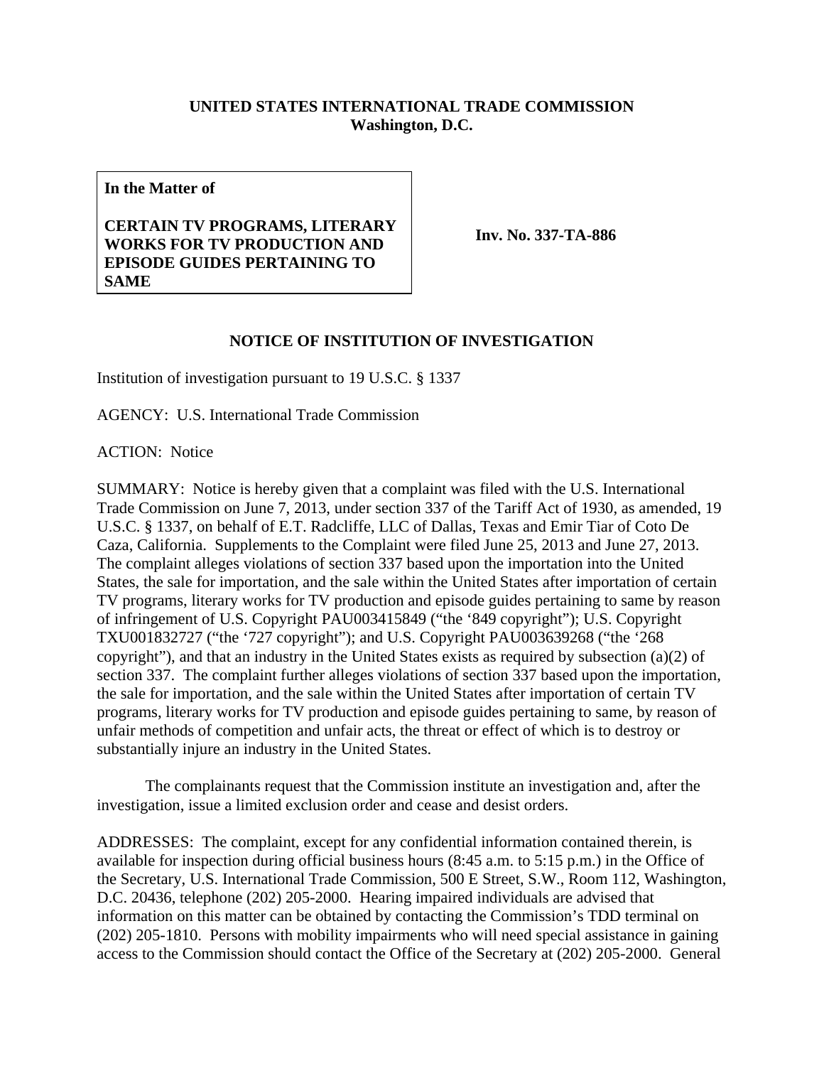**UNITED STATES INTERNATIONAL TRADE COMMISSION**
**Washington, D.C.**

| **In the Matter of** <br><br> **CERTAIN TV PROGRAMS, LITERARY WORKS FOR TV PRODUCTION AND EPISODE GUIDES PERTAINING TO SAME** | **Inv. No. 337-TA-886** |
|---|---|

## NOTICE OF INSTITUTION OF INVESTIGATION

Institution of investigation pursuant to 19 U.S.C. § 1337

AGENCY: U.S. International Trade Commission

ACTION: Notice

SUMMARY: Notice is hereby given that a complaint was filed with the U.S. International Trade Commission on June 7, 2013, under section 337 of the Tariff Act of 1930, as amended, 19 U.S.C. § 1337, on behalf of E.T. Radcliffe, LLC of Dallas, Texas and Emir Tiar of Coto De Caza, California. Supplements to the Complaint were filed June 25, 2013 and June 27, 2013. The complaint alleges violations of section 337 based upon the importation into the United States, the sale for importation, and the sale within the United States after importation of certain TV programs, literary works for TV production and episode guides pertaining to same by reason of infringement of U.S. Copyright PAU003415849 ("the '849 copyright"); U.S. Copyright TXU001832727 ("the '727 copyright"); and U.S. Copyright PAU003639268 ("the '268 copyright"), and that an industry in the United States exists as required by subsection (a)(2) of section 337. The complaint further alleges violations of section 337 based upon the importation, the sale for importation, and the sale within the United States after importation of certain TV programs, literary works for TV production and episode guides pertaining to same, by reason of unfair methods of competition and unfair acts, the threat or effect of which is to destroy or substantially injure an industry in the United States.

The complainants request that the Commission institute an investigation and, after the investigation, issue a limited exclusion order and cease and desist orders.

ADDRESSES: The complaint, except for any confidential information contained therein, is available for inspection during official business hours (8:45 a.m. to 5:15 p.m.) in the Office of the Secretary, U.S. International Trade Commission, 500 E Street, S.W., Room 112, Washington, D.C. 20436, telephone (202) 205-2000. Hearing impaired individuals are advised that information on this matter can be obtained by contacting the Commission's TDD terminal on (202) 205-1810. Persons with mobility impairments who will need special assistance in gaining access to the Commission should contact the Office of the Secretary at (202) 205-2000. General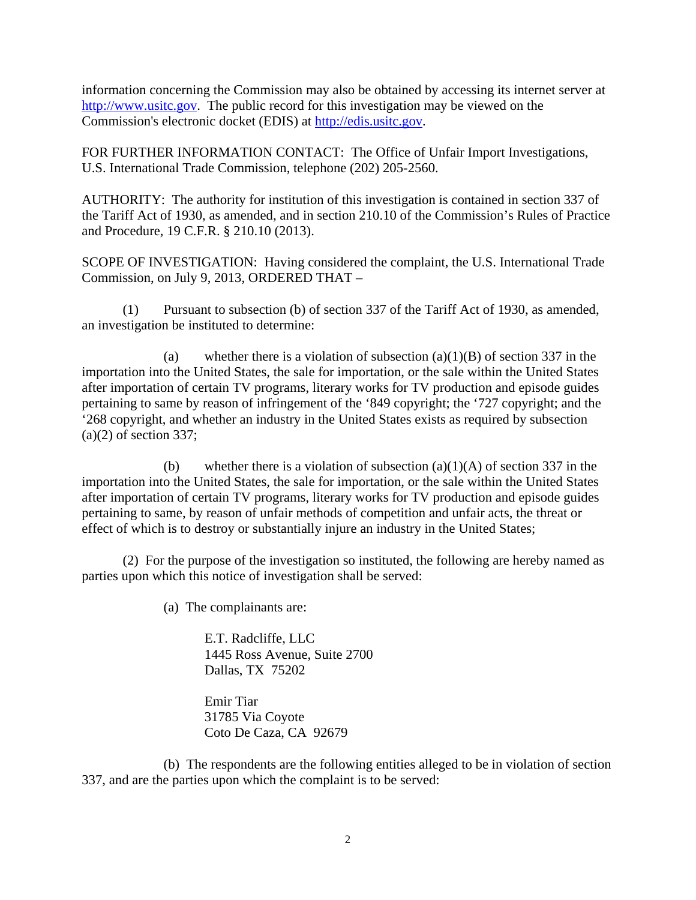information concerning the Commission may also be obtained by accessing its internet server at http://www.usitc.gov. The public record for this investigation may be viewed on the Commission's electronic docket (EDIS) at http://edis.usitc.gov.

FOR FURTHER INFORMATION CONTACT: The Office of Unfair Import Investigations, U.S. International Trade Commission, telephone (202) 205-2560.

AUTHORITY: The authority for institution of this investigation is contained in section 337 of the Tariff Act of 1930, as amended, and in section 210.10 of the Commission's Rules of Practice and Procedure, 19 C.F.R. § 210.10 (2013).

SCOPE OF INVESTIGATION: Having considered the complaint, the U.S. International Trade Commission, on July 9, 2013, ORDERED THAT –

(1) Pursuant to subsection (b) of section 337 of the Tariff Act of 1930, as amended, an investigation be instituted to determine:

(a) whether there is a violation of subsection (a)(1)(B) of section 337 in the importation into the United States, the sale for importation, or the sale within the United States after importation of certain TV programs, literary works for TV production and episode guides pertaining to same by reason of infringement of the '849 copyright; the '727 copyright; and the '268 copyright, and whether an industry in the United States exists as required by subsection (a)(2) of section 337;

(b) whether there is a violation of subsection (a)(1)(A) of section 337 in the importation into the United States, the sale for importation, or the sale within the United States after importation of certain TV programs, literary works for TV production and episode guides pertaining to same, by reason of unfair methods of competition and unfair acts, the threat or effect of which is to destroy or substantially injure an industry in the United States;

(2) For the purpose of the investigation so instituted, the following are hereby named as parties upon which this notice of investigation shall be served:

(a) The complainants are:

E.T. Radcliffe, LLC
1445 Ross Avenue, Suite 2700
Dallas, TX 75202

Emir Tiar
31785 Via Coyote
Coto De Caza, CA 92679

(b) The respondents are the following entities alleged to be in violation of section 337, and are the parties upon which the complaint is to be served: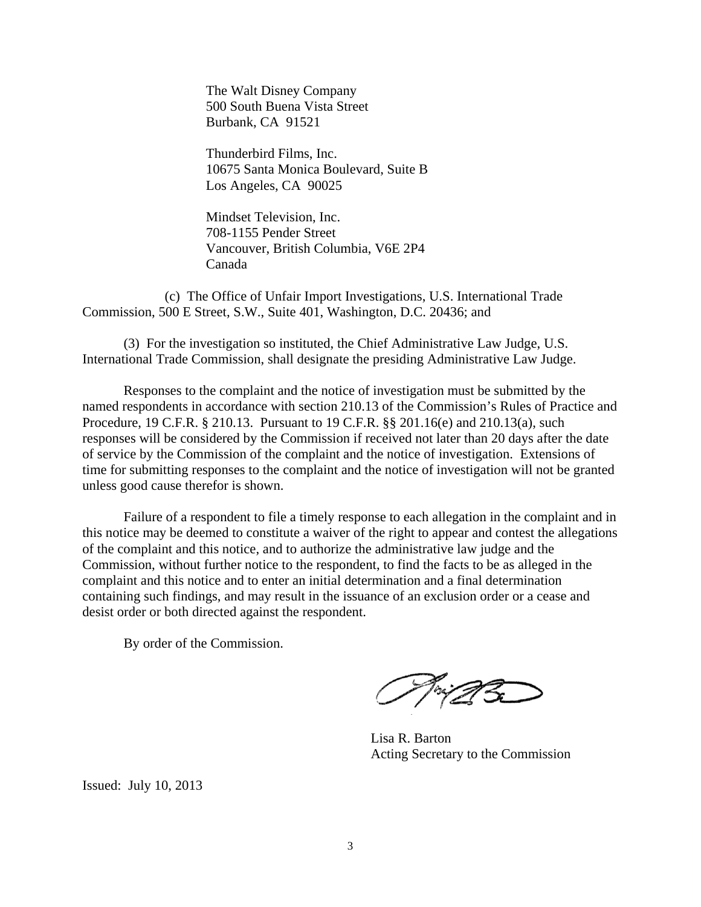The Walt Disney Company
500 South Buena Vista Street
Burbank, CA 91521

Thunderbird Films, Inc.
10675 Santa Monica Boulevard, Suite B
Los Angeles, CA 90025

Mindset Television, Inc.
708-1155 Pender Street
Vancouver, British Columbia, V6E 2P4
Canada

(c) The Office of Unfair Import Investigations, U.S. International Trade Commission, 500 E Street, S.W., Suite 401, Washington, D.C. 20436; and

(3) For the investigation so instituted, the Chief Administrative Law Judge, U.S. International Trade Commission, shall designate the presiding Administrative Law Judge.

Responses to the complaint and the notice of investigation must be submitted by the named respondents in accordance with section 210.13 of the Commission's Rules of Practice and Procedure, 19 C.F.R. § 210.13. Pursuant to 19 C.F.R. §§ 201.16(e) and 210.13(a), such responses will be considered by the Commission if received not later than 20 days after the date of service by the Commission of the complaint and the notice of investigation. Extensions of time for submitting responses to the complaint and the notice of investigation will not be granted unless good cause therefor is shown.

Failure of a respondent to file a timely response to each allegation in the complaint and in this notice may be deemed to constitute a waiver of the right to appear and contest the allegations of the complaint and this notice, and to authorize the administrative law judge and the Commission, without further notice to the respondent, to find the facts to be as alleged in the complaint and this notice and to enter an initial determination and a final determination containing such findings, and may result in the issuance of an exclusion order or a cease and desist order or both directed against the respondent.

By order of the Commission.

Lisa R. Barton
Acting Secretary to the Commission

Issued: July 10, 2013